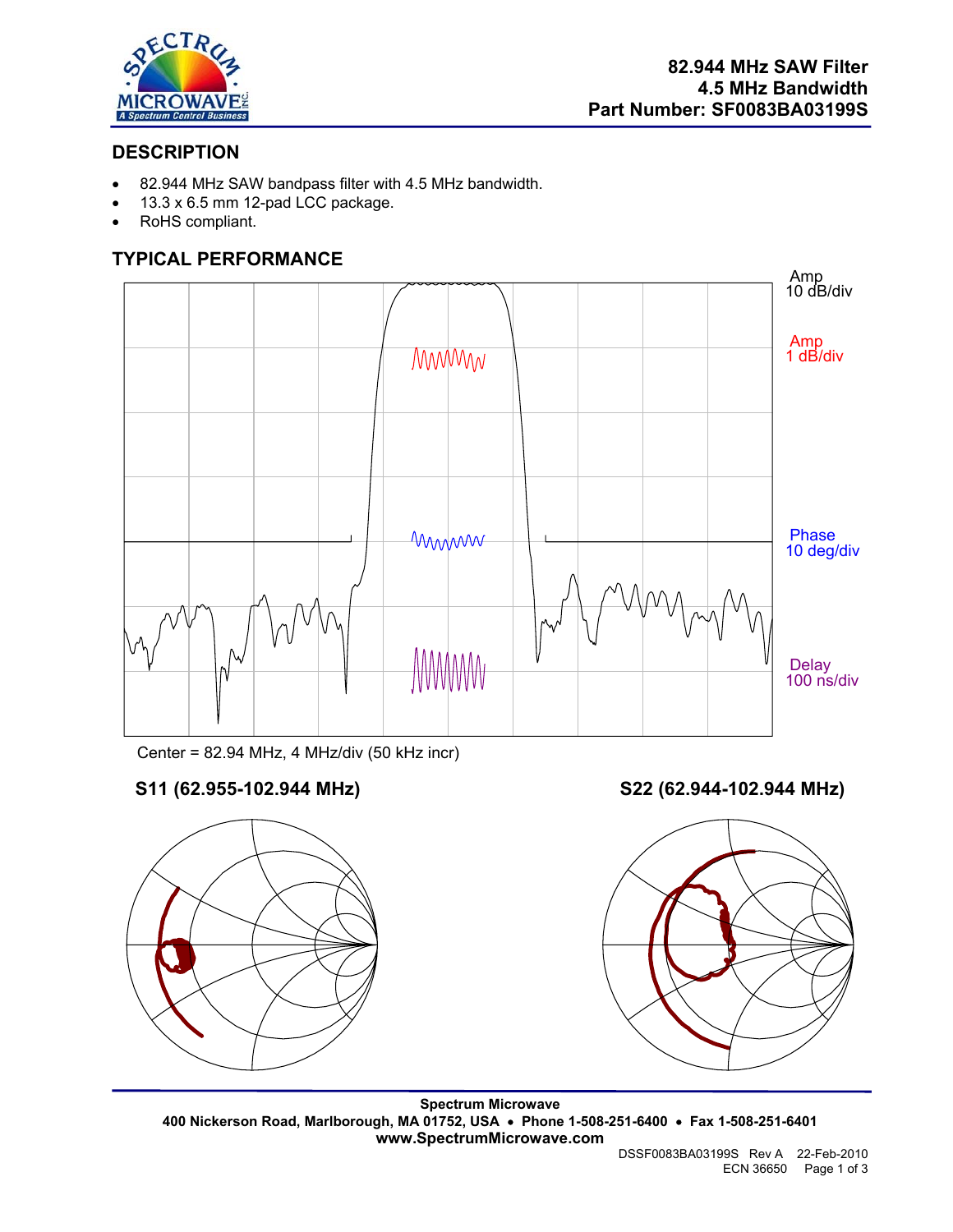**82.944 MHz SAW Filter**
**4.5 MHz Bandwidth**
**Part Number: SF0083BA03199S**

## DESCRIPTION

- 82.944 MHz SAW bandpass filter with 4.5 MHz bandwidth.
- 13.3 x 6.5 mm 12-pad LCC package.
- RoHS compliant.

## TYPICAL PERFORMANCE

Amp 10 dB/div

Amp 1 dB/div

Phase 10 deg/div

Delay 100 ns/div

Center = 82.94 MHz, 4 MHz/div (50 kHz incr)

**S11 (62.955-102.944 MHz)**

**S22 (62.944-102.944 MHz)**

**Spectrum Microwave**
**400 Nickerson Road, Marlborough, MA 01752, USA • Phone 1-508-251-6400 • Fax 1-508-251-6401**
**www.SpectrumMicrowave.com**

DSSF0083BA03199S Rev A 22-Feb-2010
ECN 36650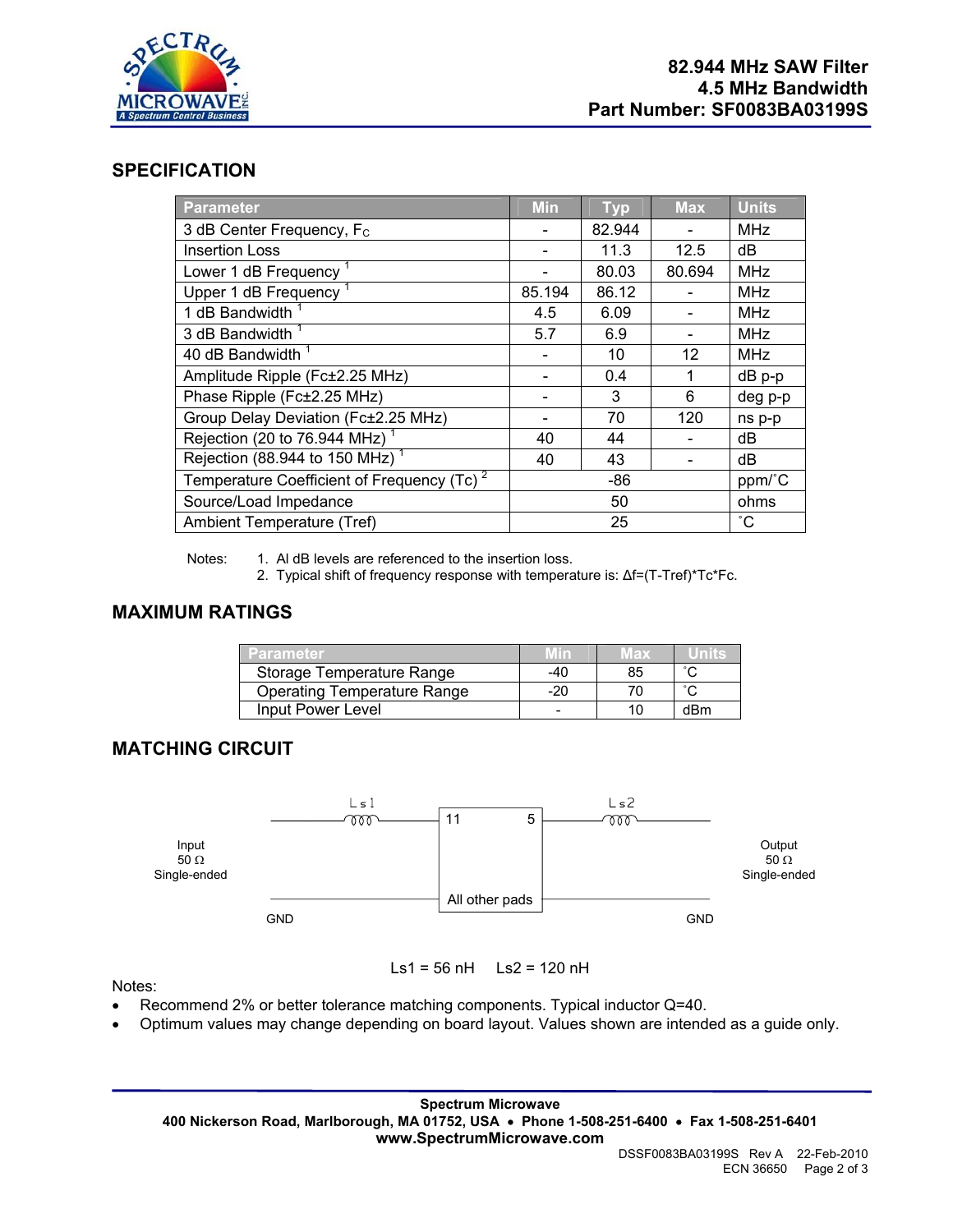82.944 MHz SAW Filter
4.5 MHz Bandwidth
Part Number: SF0083BA03199S

## SPECIFICATION

| Parameter | Min | Typ | Max | Units |
|---|---|---|---|---|
| 3 dB Center Frequency, $F_C$ | - | 82.944 | - | MHz |
| Insertion Loss | - | 11.3 | 12.5 | dB |
| Lower 1 dB Frequency [1] | - | 80.03 | 80.694 | MHz |
| Upper 1 dB Frequency [1] | 85.194 | 86.12 | - | MHz |
| 1 dB Bandwidth [1] | 4.5 | 6.09 | - | MHz |
| 3 dB Bandwidth [1] | 5.7 | 6.9 | - | MHz |
| 40 dB Bandwidth [1] | - | 10 | 12 | MHz |
| Amplitude Ripple (Fc±2.25 MHz) | - | 0.4 | 1 | dB p-p |
| Phase Ripple (Fc±2.25 MHz) | - | 3 | 6 | deg p-p |
| Group Delay Deviation (Fc±2.25 MHz) | - | 70 | 120 | ns p-p |
| Rejection (20 to 76.944 MHz) [1] | 40 | 44 | - | dB |
| Rejection (88.944 to 150 MHz) [1] | 40 | 43 | - | dB |
| Temperature Coefficient of Frequency (Tc) [2] | | -86 | | ppm/˚C |
| Source/Load Impedance | | 50 | | ohms |
| Ambient Temperature (Tref) | | 25 | | ˚C |

Notes:
1. Al dB levels are referenced to the insertion loss.
2. Typical shift of frequency response with temperature is: Δf=(T-Tref)\*Tc\*Fc.

## MAXIMUM RATINGS

| Parameter | Min | Max | Units |
|---|---|---|---|
| Storage Temperature Range | -40 | 85 | ˚C |
| Operating Temperature Range | -20 | 70 | ˚C |
| Input Power Level | - | 10 | dBm |

## MATCHING CIRCUIT

Input 50 Ω Single-ended — Ls1 — pin 11 | pin 5 — Ls2 — Output 50 Ω Single-ended

GND — All other pads — GND

Ls1 = 56 nH    Ls2 = 120 nH

Notes:
- Recommend 2% or better tolerance matching components. Typical inductor Q=40.
- Optimum values may change depending on board layout. Values shown are intended as a guide only.

**Spectrum Microwave**
**400 Nickerson Road, Marlborough, MA 01752, USA • Phone 1-508-251-6400 • Fax 1-508-251-6401**
**www.SpectrumMicrowave.com**

DSSF0083BA03199S Rev A 22-Feb-2010
ECN 36650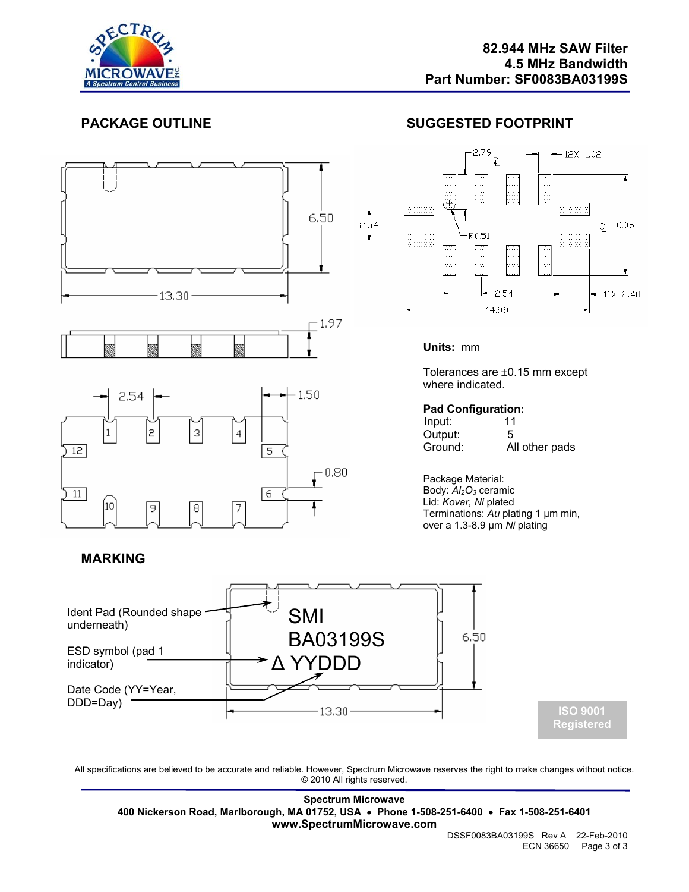**82.944 MHz SAW Filter**
**4.5 MHz Bandwidth**
**Part Number: SF0083BA03199S**

## PACKAGE OUTLINE

6.50

13.30

1.97

2.54

1.50

0.80

1 2 3 4 5 6 7 8 9 10 11 12

## SUGGESTED FOOTPRINT

2.79

12X 1.02

2.54

R0.51

8.05

2.54

11X 2.40

14.88

**Units:** mm

Tolerances are ±0.15 mm except where indicated.

**Pad Configuration:**

| | |
|---|---|
| Input: | 11 |
| Output: | 5 |
| Ground: | All other pads |

Package Material:
Body: *$Al_2O_3$* ceramic
Lid: *Kovar, Ni* plated
Terminations: *Au* plating 1 µm min, over a 1.3-8.9 µm *Ni* plating

## MARKING

Ident Pad (Rounded shape underneath)

ESD symbol (pad 1 indicator)

Date Code (YY=Year, DDD=Day)

SMI
BA03199S
Δ YYDDD

6.50

13.30

ISO 9001 Registered

All specifications are believed to be accurate and reliable. However, Spectrum Microwave reserves the right to make changes without notice.
© 2010 All rights reserved.

**Spectrum Microwave**
**400 Nickerson Road, Marlborough, MA 01752, USA • Phone 1-508-251-6400 • Fax 1-508-251-6401**
**www.SpectrumMicrowave.com**

DSSF0083BA03199S Rev A 22-Feb-2010
ECN 36650